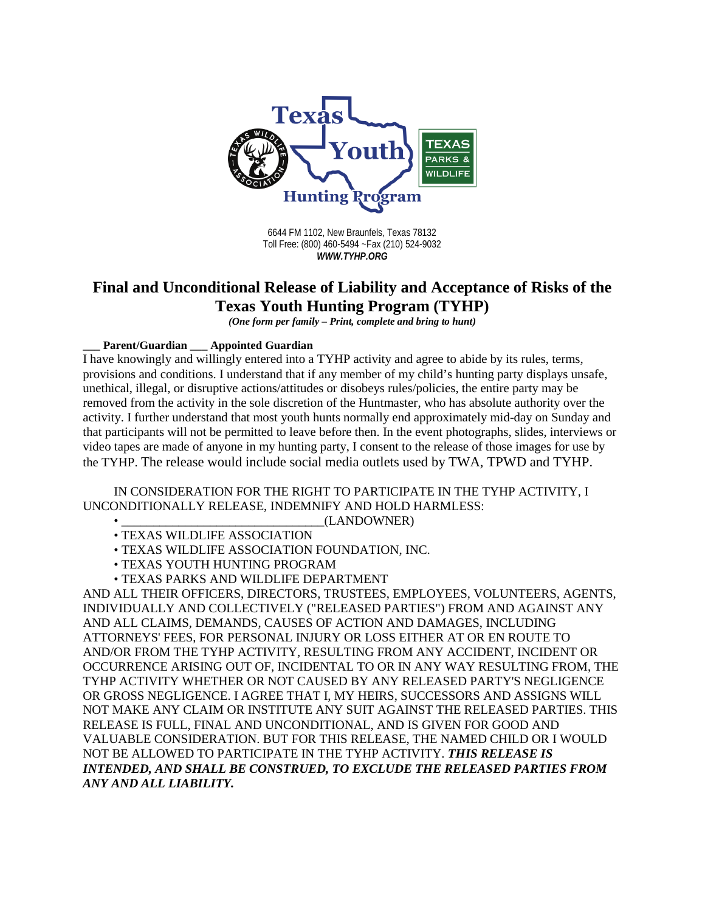6644 FM 1102, New Braunfels, Texas 78132
Toll Free: (800) 460-5494 ~Fax (210) 524-9032
***WWW.TYHP.ORG***

# Final and Unconditional Release of Liability and Acceptance of Risks of the Texas Youth Hunting Program (TYHP)

*(One form per family – Print, complete and bring to hunt)*

**___ Parent/Guardian ___ Appointed Guardian**

I have knowingly and willingly entered into a TYHP activity and agree to abide by its rules, terms, provisions and conditions. I understand that if any member of my child's hunting party displays unsafe, unethical, illegal, or disruptive actions/attitudes or disobeys rules/policies, the entire party may be removed from the activity in the sole discretion of the Huntmaster, who has absolute authority over the activity. I further understand that most youth hunts normally end approximately mid-day on Sunday and that participants will not be permitted to leave before then. In the event photographs, slides, interviews or video tapes are made of anyone in my hunting party, I consent to the release of those images for use by the TYHP. The release would include social media outlets used by TWA, TPWD and TYHP.

IN CONSIDERATION FOR THE RIGHT TO PARTICIPATE IN THE TYHP ACTIVITY, I UNCONDITIONALLY RELEASE, INDEMNIFY AND HOLD HARMLESS:

- ________________________________(LANDOWNER)
- TEXAS WILDLIFE ASSOCIATION
- TEXAS WILDLIFE ASSOCIATION FOUNDATION, INC.
- TEXAS YOUTH HUNTING PROGRAM
- TEXAS PARKS AND WILDLIFE DEPARTMENT

AND ALL THEIR OFFICERS, DIRECTORS, TRUSTEES, EMPLOYEES, VOLUNTEERS, AGENTS, INDIVIDUALLY AND COLLECTIVELY ("RELEASED PARTIES") FROM AND AGAINST ANY AND ALL CLAIMS, DEMANDS, CAUSES OF ACTION AND DAMAGES, INCLUDING ATTORNEYS' FEES, FOR PERSONAL INJURY OR LOSS EITHER AT OR EN ROUTE TO AND/OR FROM THE TYHP ACTIVITY, RESULTING FROM ANY ACCIDENT, INCIDENT OR OCCURRENCE ARISING OUT OF, INCIDENTAL TO OR IN ANY WAY RESULTING FROM, THE TYHP ACTIVITY WHETHER OR NOT CAUSED BY ANY RELEASED PARTY'S NEGLIGENCE OR GROSS NEGLIGENCE. I AGREE THAT I, MY HEIRS, SUCCESSORS AND ASSIGNS WILL NOT MAKE ANY CLAIM OR INSTITUTE ANY SUIT AGAINST THE RELEASED PARTIES. THIS RELEASE IS FULL, FINAL AND UNCONDITIONAL, AND IS GIVEN FOR GOOD AND VALUABLE CONSIDERATION. BUT FOR THIS RELEASE, THE NAMED CHILD OR I WOULD NOT BE ALLOWED TO PARTICIPATE IN THE TYHP ACTIVITY. ***THIS RELEASE IS INTENDED, AND SHALL BE CONSTRUED, TO EXCLUDE THE RELEASED PARTIES FROM ANY AND ALL LIABILITY.***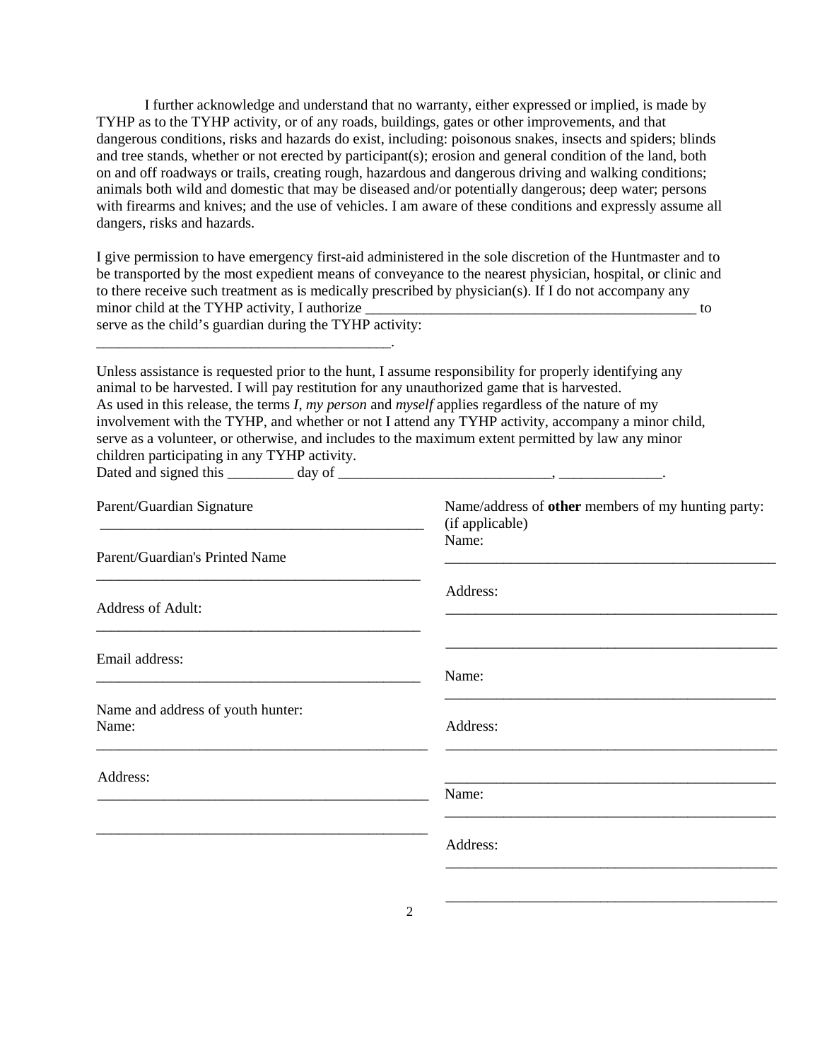I further acknowledge and understand that no warranty, either expressed or implied, is made by TYHP as to the TYHP activity, or of any roads, buildings, gates or other improvements, and that dangerous conditions, risks and hazards do exist, including: poisonous snakes, insects and spiders; blinds and tree stands, whether or not erected by participant(s); erosion and general condition of the land, both on and off roadways or trails, creating rough, hazardous and dangerous driving and walking conditions; animals both wild and domestic that may be diseased and/or potentially dangerous; deep water; persons with firearms and knives; and the use of vehicles. I am aware of these conditions and expressly assume all dangers, risks and hazards.

I give permission to have emergency first-aid administered in the sole discretion of the Huntmaster and to be transported by the most expedient means of conveyance to the nearest physician, hospital, or clinic and to there receive such treatment as is medically prescribed by physician(s). If I do not accompany any minor child at the TYHP activity, I authorize _____________________________________________ to serve as the child's guardian during the TYHP activity: ________________________________________.

Unless assistance is requested prior to the hunt, I assume responsibility for properly identifying any animal to be harvested. I will pay restitution for any unauthorized game that is harvested.
As used in this release, the terms *I*, *my person* and *myself* applies regardless of the nature of my involvement with the TYHP, and whether or not I attend any TYHP activity, accompany a minor child, serve as a volunteer, or otherwise, and includes to the maximum extent permitted by law any minor children participating in any TYHP activity.
Dated and signed this _________ day of _____________________________, ______________.

Parent/Guardian Signature

_____________________________________________

Parent/Guardian's Printed Name

_____________________________________________

Address of Adult:

_____________________________________________

Email address:

_____________________________________________

Name and address of youth hunter:
Name:

_____________________________________________

Address:

_____________________________________________

_____________________________________________

Name/address of **other** members of my hunting party: (if applicable)
Name:

_____________________________________________

Address:

_____________________________________________

_____________________________________________

Name:

_____________________________________________

Address:

_____________________________________________

_____________________________________________

Name:

_____________________________________________

Address:

_____________________________________________

_____________________________________________